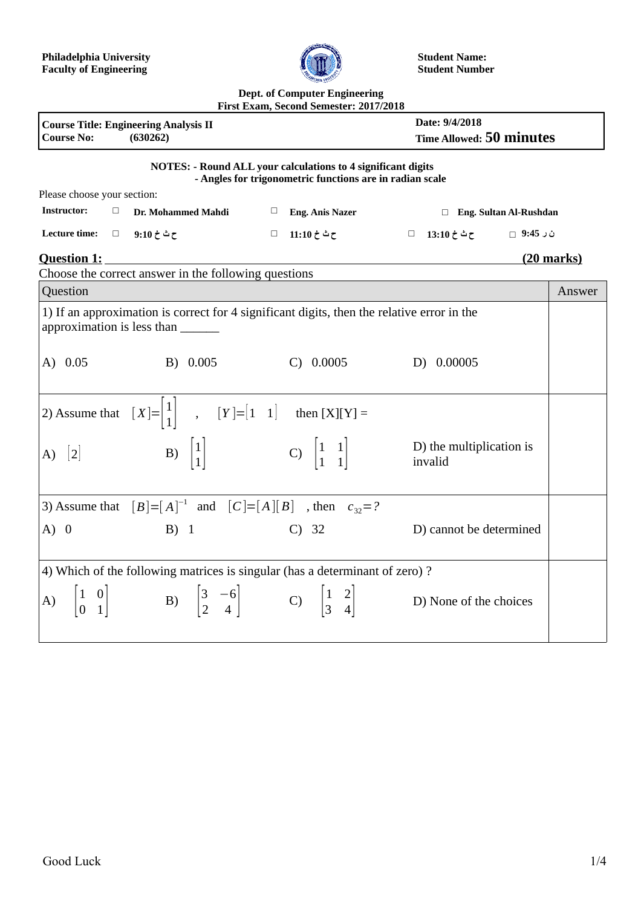**Philadelphia University**
**Faculty of Engineering**

**Student Name:**
**Student Number**

**Dept. of Computer Engineering**
**First Exam, Second Semester: 2017/2018**

| **Course Title: Engineering Analysis II** | **Date: 9/4/2018** |
|---|---|
| **Course No: (630262)** | **Time Allowed: 50 minutes** |

**NOTES: - Round ALL your calculations to 4 significant digits**
**- Angles for trigonometric functions are in radian scale**

Please choose your section:

| **Instructor:** | □ **Dr. Mohammed Mahdi** | □ **Eng. Anis Nazer** | □ **Eng. Sultan Al-Rushdan** | |
|---|---|---|---|---|
| **Lecture time:** | □ **9:10 ح ث خ** | □ **11:10 ح ث خ** | □ **13:10 ح ث خ** | □ **9:45 ن ر** |

## Question 1: (20 marks)

Choose the correct answer in the following questions

| Question | Answer |
|---|---|
| 1) If an approximation is correct for 4 significant digits, then the relative error in the approximation is less than ______ <br> A) 0.05 &nbsp;&nbsp; B) 0.005 &nbsp;&nbsp; C) 0.0005 &nbsp;&nbsp; D) 0.00005 | |
| 2) Assume that $[X]=\begin{bmatrix}1\\1\end{bmatrix}$ , $[Y]=[1 \quad 1]$ then [X][Y] = <br> A) $[2]$ &nbsp;&nbsp; B) $\begin{bmatrix}1\\1\end{bmatrix}$ &nbsp;&nbsp; C) $\begin{bmatrix}1 & 1\\1 & 1\end{bmatrix}$ &nbsp;&nbsp; D) the multiplication is invalid | |
| 3) Assume that $[B]=[A]^{-1}$ and $[C]=[A][B]$ , then $c_{32}=?$ <br> A) 0 &nbsp;&nbsp; B) 1 &nbsp;&nbsp; C) 32 &nbsp;&nbsp; D) cannot be determined | |
| 4) Which of the following matrices is singular (has a determinant of zero) ? <br> A) $\begin{bmatrix}1 & 0\\0 & 1\end{bmatrix}$ &nbsp;&nbsp; B) $\begin{bmatrix}3 & -6\\2 & 4\end{bmatrix}$ &nbsp;&nbsp; C) $\begin{bmatrix}1 & 2\\3 & 4\end{bmatrix}$ &nbsp;&nbsp; D) None of the choices | |

Good Luck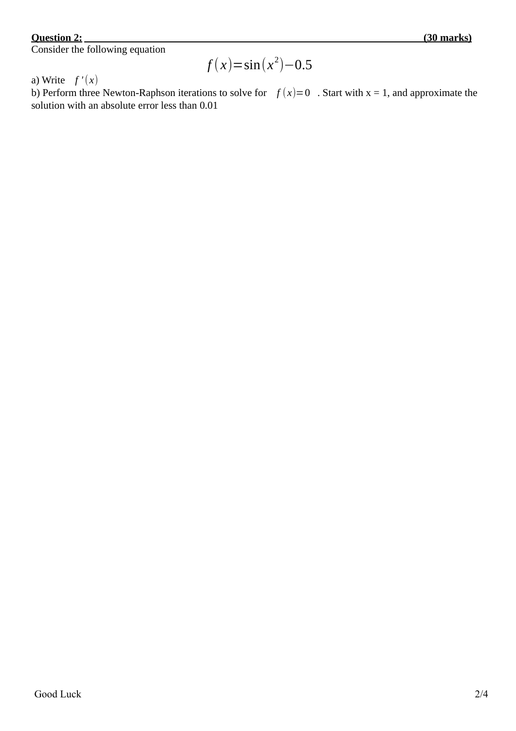**Question 2:** **(30 marks)**

Consider the following equation

$$f(x)=\sin(x^2)-0.5$$

a) Write $f'(x)$

b) Perform three Newton-Raphson iterations to solve for $f(x)=0$ . Start with x = 1, and approximate the solution with an absolute error less than 0.01

Good Luck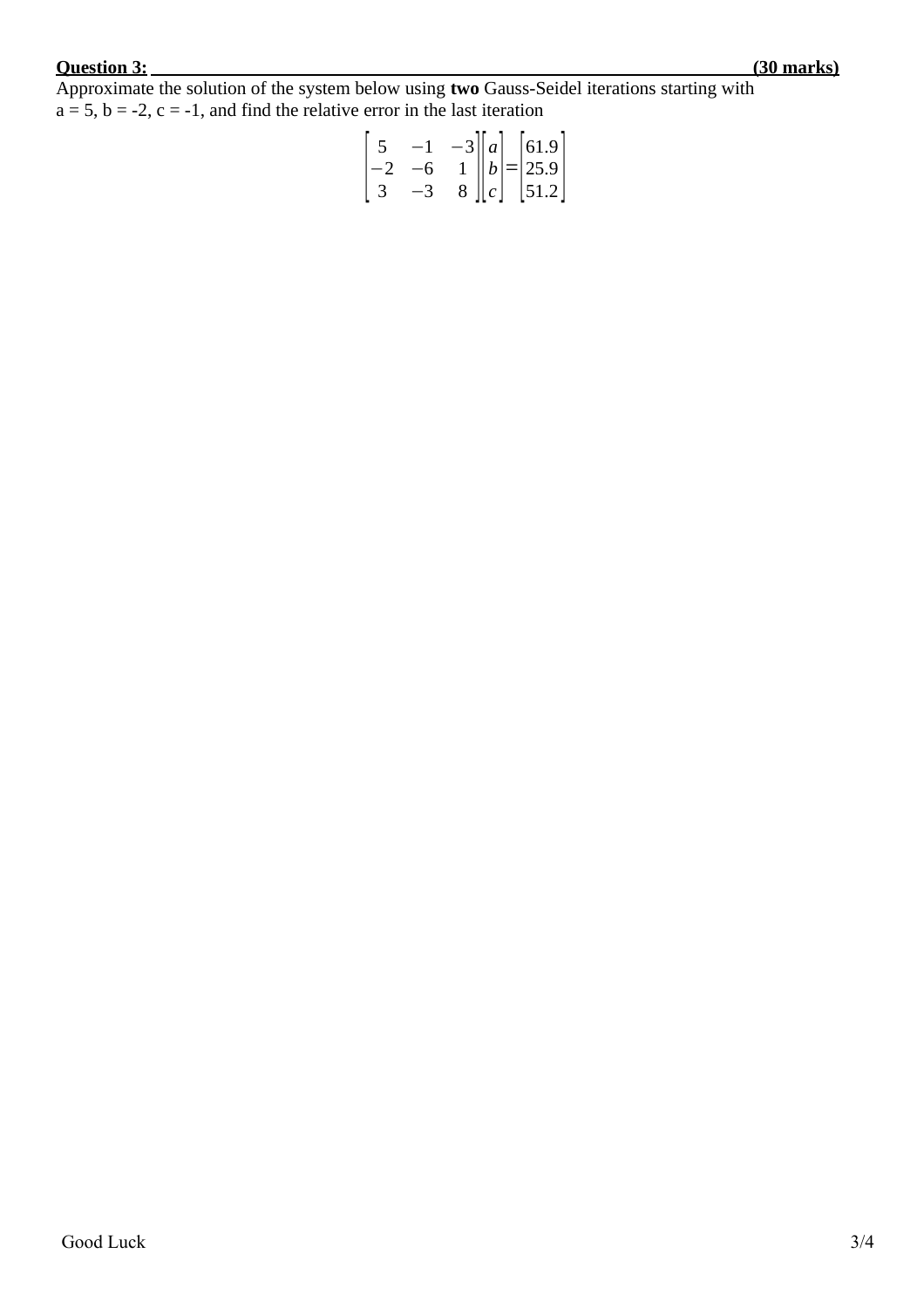**Question 3: (30 marks)**

Approximate the solution of the system below using **two** Gauss-Seidel iterations starting with a = 5, b = -2, c = -1, and find the relative error in the last iteration

$$\begin{bmatrix} 5 & -1 & -3 \\ -2 & -6 & 1 \\ 3 & -3 & 8 \end{bmatrix} \begin{bmatrix} a \\ b \\ c \end{bmatrix} = \begin{bmatrix} 61.9 \\ 25.9 \\ 51.2 \end{bmatrix}$$

Good Luck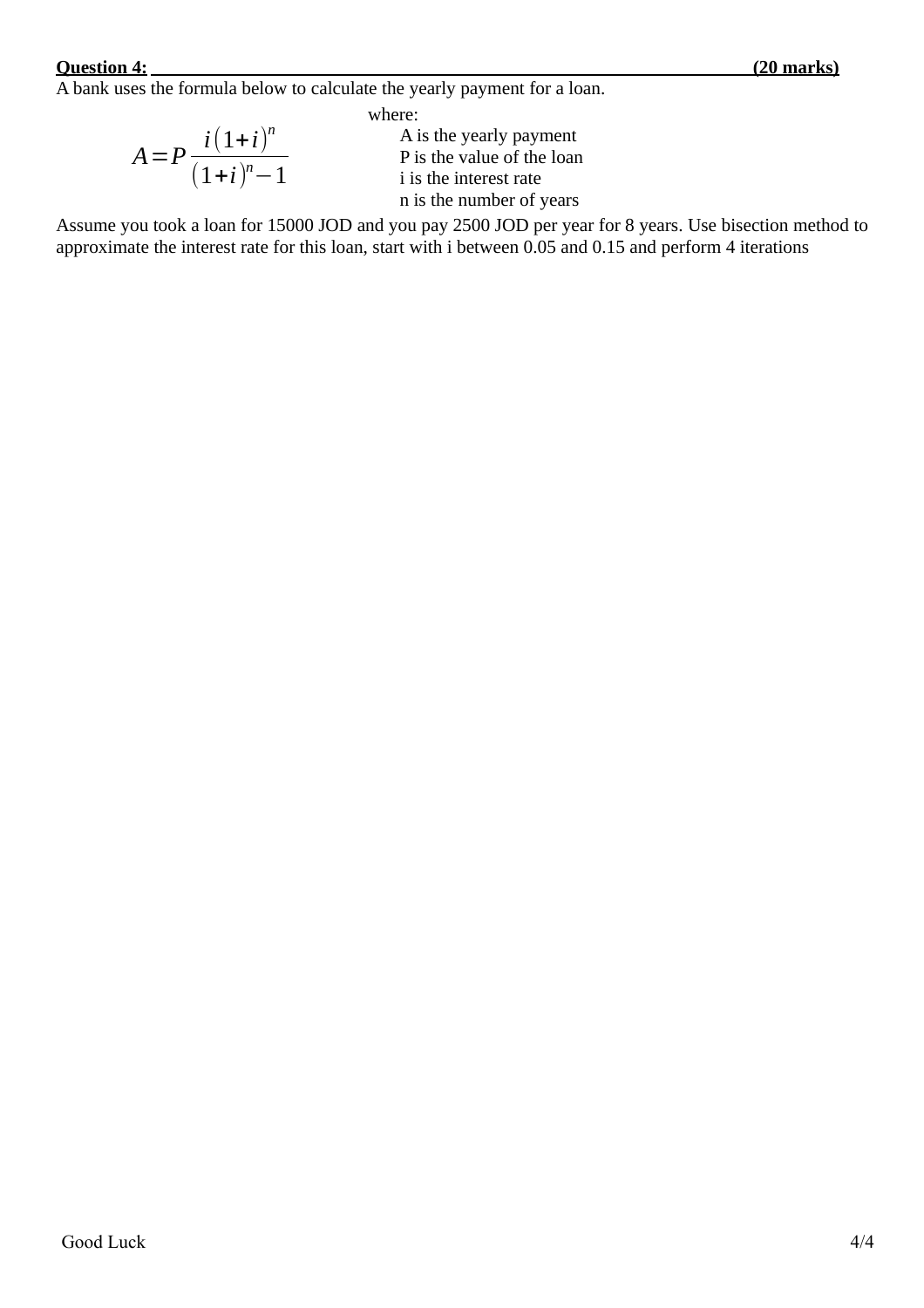**Question 4:** **(20 marks)**

A bank uses the formula below to calculate the yearly payment for a loan.

$$A = P \frac{i(1+i)^n}{(1+i)^n - 1}$$

where:

- A is the yearly payment
- P is the value of the loan
- i is the interest rate
- n is the number of years

Assume you took a loan for 15000 JOD and you pay 2500 JOD per year for 8 years. Use bisection method to approximate the interest rate for this loan, start with i between 0.05 and 0.15 and perform 4 iterations

Good Luck